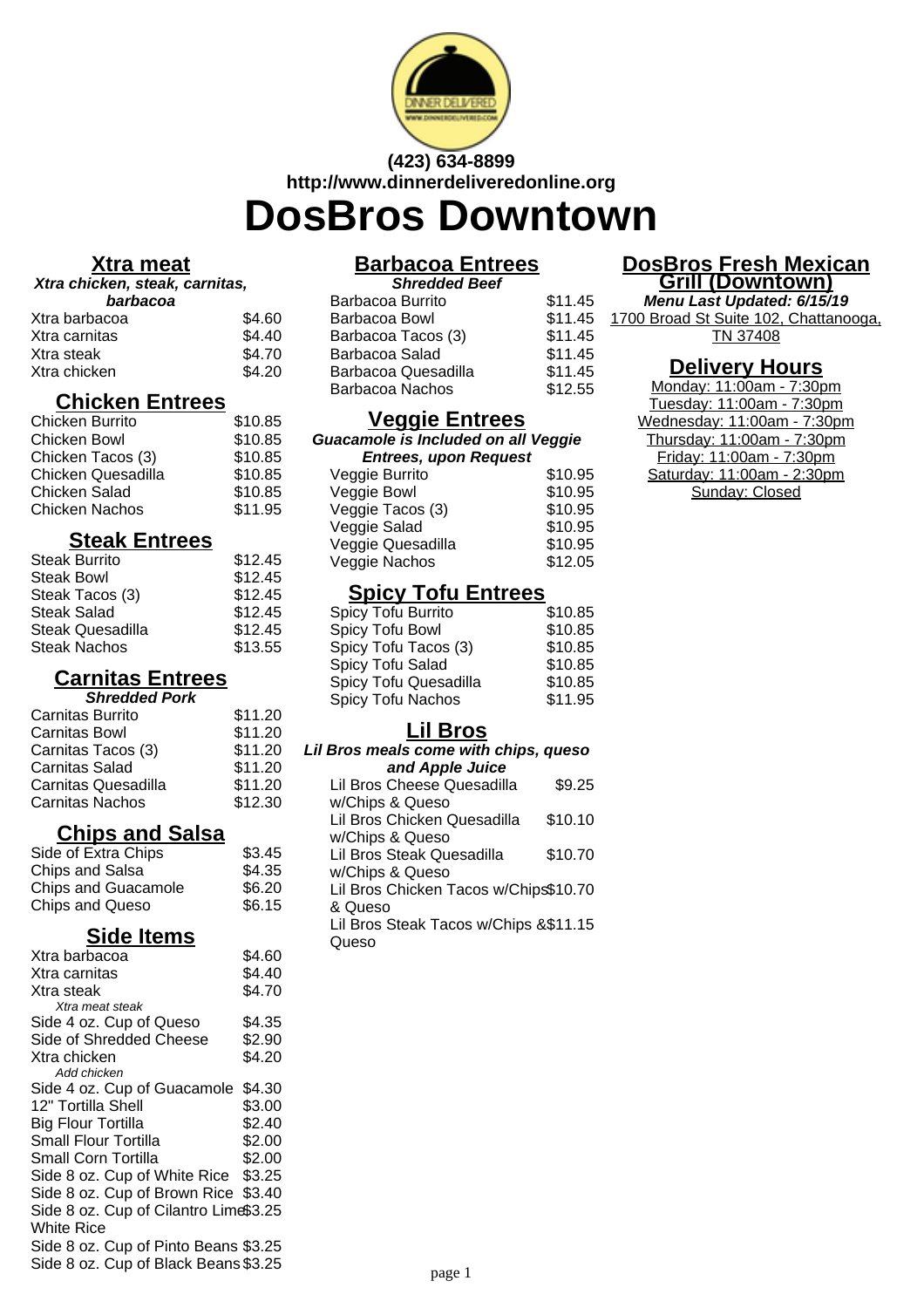(423) 634-8899
http://www.dinnerdeliveredonline.org

# DosBros Downtown

## Xtra meat

***Xtra chicken, steak, carnitas, barbacoa***

| Item | Price |
|---|---|
| Xtra barbacoa | $4.60 |
| Xtra carnitas | $4.40 |
| Xtra steak | $4.70 |
| Xtra chicken | $4.20 |

## Chicken Entrees

| Item | Price |
|---|---|
| Chicken Burrito | $10.85 |
| Chicken Bowl | $10.85 |
| Chicken Tacos (3) | $10.85 |
| Chicken Quesadilla | $10.85 |
| Chicken Salad | $10.85 |
| Chicken Nachos | $11.95 |

## Steak Entrees

| Item | Price |
|---|---|
| Steak Burrito | $12.45 |
| Steak Bowl | $12.45 |
| Steak Tacos (3) | $12.45 |
| Steak Salad | $12.45 |
| Steak Quesadilla | $12.45 |
| Steak Nachos | $13.55 |

## Carnitas Entrees

***Shredded Pork***

| Item | Price |
|---|---|
| Carnitas Burrito | $11.20 |
| Carnitas Bowl | $11.20 |
| Carnitas Tacos (3) | $11.20 |
| Carnitas Salad | $11.20 |
| Carnitas Quesadilla | $11.20 |
| Carnitas Nachos | $12.30 |

## Chips and Salsa

| Item | Price |
|---|---|
| Side of Extra Chips | $3.45 |
| Chips and Salsa | $4.35 |
| Chips and Guacamole | $6.20 |
| Chips and Queso | $6.15 |

## Side Items

| Item | Price |
|---|---|
| Xtra barbacoa | $4.60 |
| Xtra carnitas | $4.40 |
| Xtra steak<br>*Xtra meat steak* | $4.70 |
| Side 4 oz. Cup of Queso | $4.35 |
| Side of Shredded Cheese | $2.90 |
| Xtra chicken<br>*Add chicken* | $4.20 |
| Side 4 oz. Cup of Guacamole | $4.30 |
| 12" Tortilla Shell | $3.00 |
| Big Flour Tortilla | $2.40 |
| Small Flour Tortilla | $2.00 |
| Small Corn Tortilla | $2.00 |
| Side 8 oz. Cup of White Rice | $3.25 |
| Side 8 oz. Cup of Brown Rice | $3.40 |
| Side 8 oz. Cup of Cilantro Lime White Rice | $3.25 |
| Side 8 oz. Cup of Pinto Beans | $3.25 |
| Side 8 oz. Cup of Black Beans | $3.25 |

## Barbacoa Entrees

***Shredded Beef***

| Item | Price |
|---|---|
| Barbacoa Burrito | $11.45 |
| Barbacoa Bowl | $11.45 |
| Barbacoa Tacos (3) | $11.45 |
| Barbacoa Salad | $11.45 |
| Barbacoa Quesadilla | $11.45 |
| Barbacoa Nachos | $12.55 |

## Veggie Entrees

***Guacamole is Included on all Veggie Entrees, upon Request***

| Item | Price |
|---|---|
| Veggie Burrito | $10.95 |
| Veggie Bowl | $10.95 |
| Veggie Tacos (3) | $10.95 |
| Veggie Salad | $10.95 |
| Veggie Quesadilla | $10.95 |
| Veggie Nachos | $12.05 |

## Spicy Tofu Entrees

| Item | Price |
|---|---|
| Spicy Tofu Burrito | $10.85 |
| Spicy Tofu Bowl | $10.85 |
| Spicy Tofu Tacos (3) | $10.85 |
| Spicy Tofu Salad | $10.85 |
| Spicy Tofu Quesadilla | $10.85 |
| Spicy Tofu Nachos | $11.95 |

## Lil Bros

***Lil Bros meals come with chips, queso and Apple Juice***

| Item | Price |
|---|---|
| Lil Bros Cheese Quesadilla w/Chips & Queso | $9.25 |
| Lil Bros Chicken Quesadilla w/Chips & Queso | $10.10 |
| Lil Bros Steak Quesadilla w/Chips & Queso | $10.70 |
| Lil Bros Chicken Tacos w/Chips & Queso | $10.70 |
| Lil Bros Steak Tacos w/Chips & Queso | $11.15 |

## DosBros Fresh Mexican Grill (Downtown)

***Menu Last Updated: 6/15/19***

1700 Broad St Suite 102, Chattanooga, TN 37408

## Delivery Hours

Monday: 11:00am - 7:30pm
Tuesday: 11:00am - 7:30pm
Wednesday: 11:00am - 7:30pm
Thursday: 11:00am - 7:30pm
Friday: 11:00am - 7:30pm
Saturday: 11:00am - 2:30pm
Sunday: Closed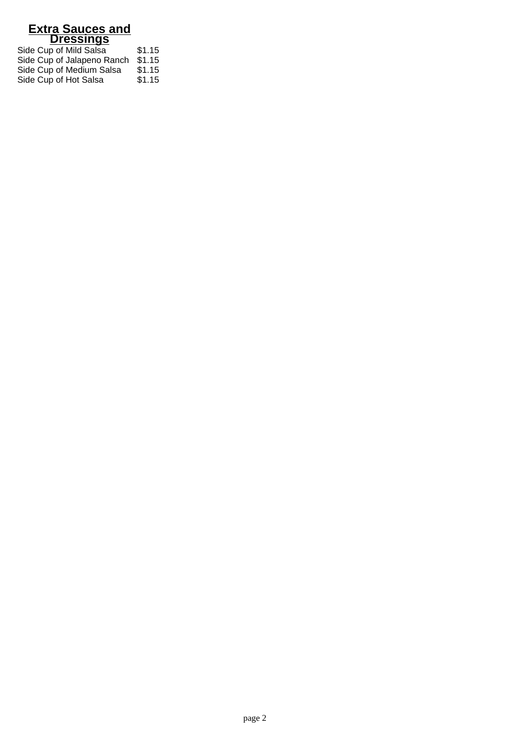## Extra Sauces and Dressings

| | |
|---|---|
| Side Cup of Mild Salsa | $1.15 |
| Side Cup of Jalapeno Ranch | $1.15 |
| Side Cup of Medium Salsa | $1.15 |
| Side Cup of Hot Salsa | $1.15 |